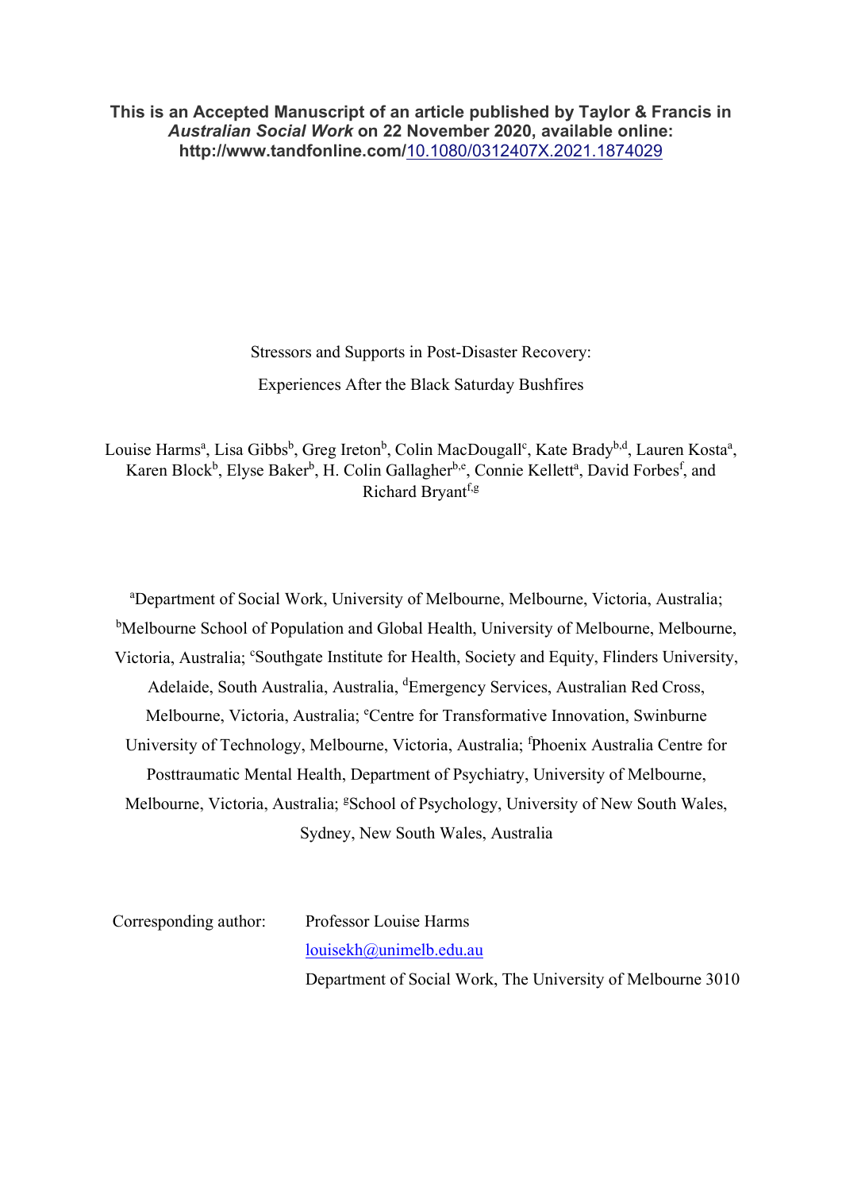**This is an Accepted Manuscript of an article published by Taylor & Francis in *Australian Social Work* on 22 November 2020, available online: http://www.tandfonline.com/10.1080/0312407X.2021.1874029**

# Stressors and Supports in Post-Disaster Recovery: Experiences After the Black Saturday Bushfires

Louise Harms[a], Lisa Gibbs[b], Greg Ireton[b], Colin MacDougall[c], Kate Brady[b,d], Lauren Kosta[a], Karen Block[b], Elyse Baker[b], H. Colin Gallagher[b,e], Connie Kellett[a], David Forbes[f], and Richard Bryant[f,g]

[a]Department of Social Work, University of Melbourne, Melbourne, Victoria, Australia; [b]Melbourne School of Population and Global Health, University of Melbourne, Melbourne, Victoria, Australia; [c]Southgate Institute for Health, Society and Equity, Flinders University, Adelaide, South Australia, Australia, [d]Emergency Services, Australian Red Cross, Melbourne, Victoria, Australia; [e]Centre for Transformative Innovation, Swinburne University of Technology, Melbourne, Victoria, Australia; [f]Phoenix Australia Centre for Posttraumatic Mental Health, Department of Psychiatry, University of Melbourne, Melbourne, Victoria, Australia; [g]School of Psychology, University of New South Wales, Sydney, New South Wales, Australia

Corresponding author: Professor Louise Harms
louisekh@unimelb.edu.au
Department of Social Work, The University of Melbourne 3010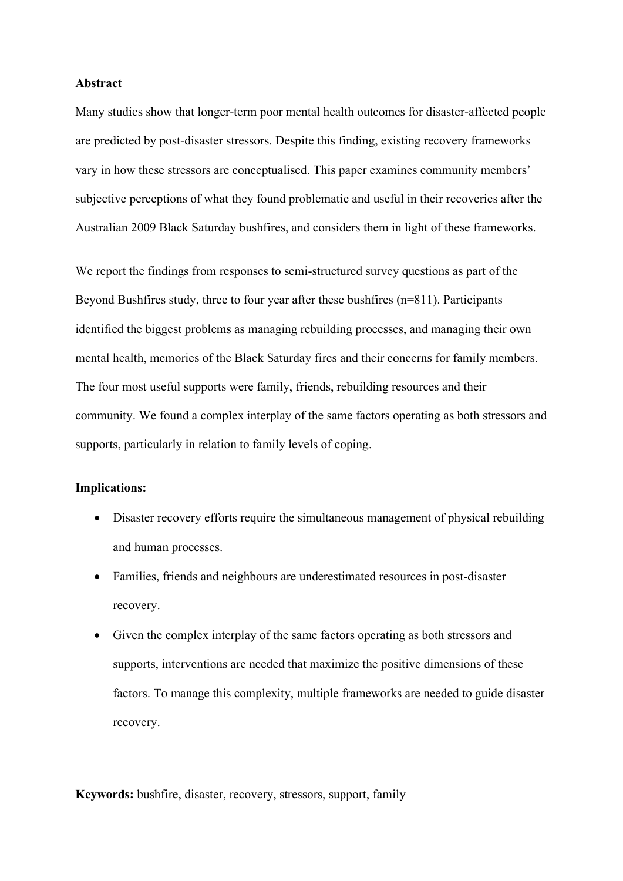**Abstract**

Many studies show that longer-term poor mental health outcomes for disaster-affected people are predicted by post-disaster stressors. Despite this finding, existing recovery frameworks vary in how these stressors are conceptualised. This paper examines community members' subjective perceptions of what they found problematic and useful in their recoveries after the Australian 2009 Black Saturday bushfires, and considers them in light of these frameworks.

We report the findings from responses to semi-structured survey questions as part of the Beyond Bushfires study, three to four year after these bushfires (n=811). Participants identified the biggest problems as managing rebuilding processes, and managing their own mental health, memories of the Black Saturday fires and their concerns for family members. The four most useful supports were family, friends, rebuilding resources and their community. We found a complex interplay of the same factors operating as both stressors and supports, particularly in relation to family levels of coping.

**Implications:**

- Disaster recovery efforts require the simultaneous management of physical rebuilding and human processes.
- Families, friends and neighbours are underestimated resources in post-disaster recovery.
- Given the complex interplay of the same factors operating as both stressors and supports, interventions are needed that maximize the positive dimensions of these factors. To manage this complexity, multiple frameworks are needed to guide disaster recovery.

**Keywords:** bushfire, disaster, recovery, stressors, support, family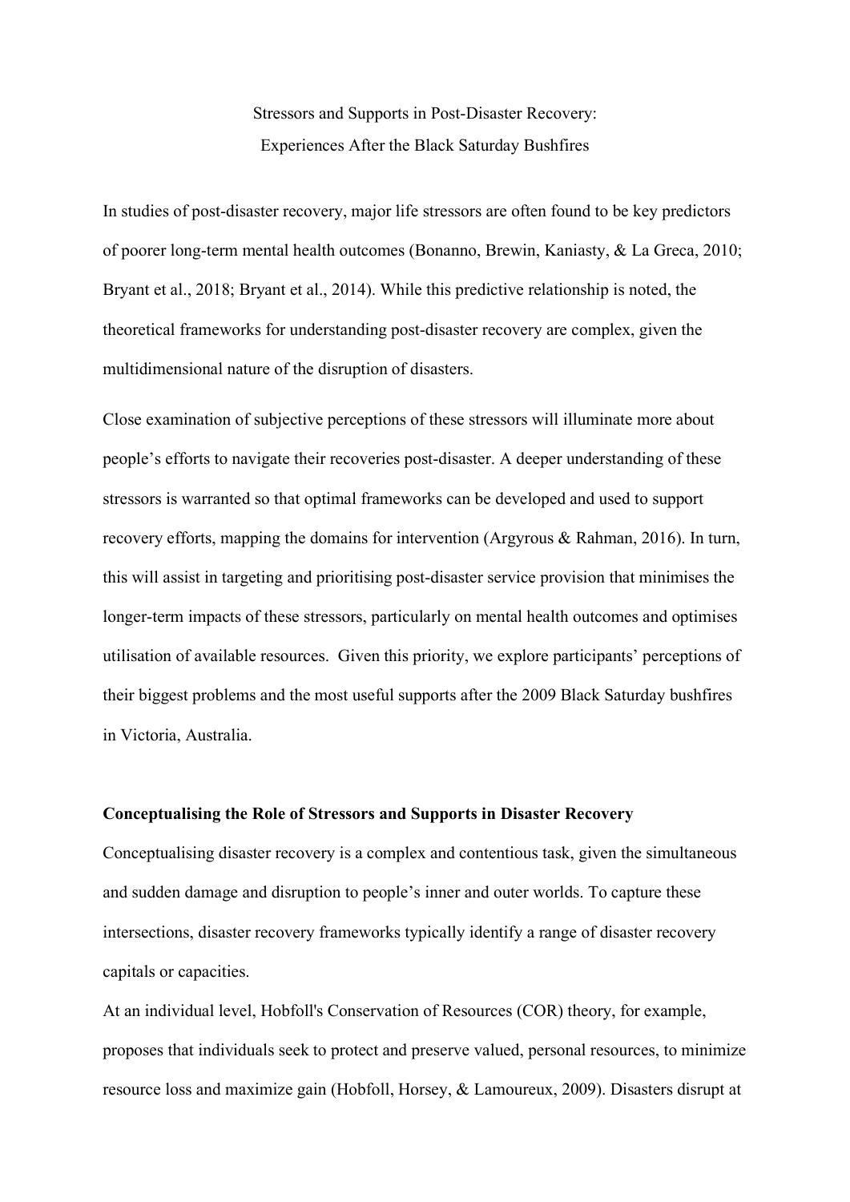Stressors and Supports in Post-Disaster Recovery:
Experiences After the Black Saturday Bushfires

In studies of post-disaster recovery, major life stressors are often found to be key predictors of poorer long-term mental health outcomes (Bonanno, Brewin, Kaniasty, & La Greca, 2010; Bryant et al., 2018; Bryant et al., 2014). While this predictive relationship is noted, the theoretical frameworks for understanding post-disaster recovery are complex, given the multidimensional nature of the disruption of disasters.

Close examination of subjective perceptions of these stressors will illuminate more about people's efforts to navigate their recoveries post-disaster. A deeper understanding of these stressors is warranted so that optimal frameworks can be developed and used to support recovery efforts, mapping the domains for intervention (Argyrous & Rahman, 2016). In turn, this will assist in targeting and prioritising post-disaster service provision that minimises the longer-term impacts of these stressors, particularly on mental health outcomes and optimises utilisation of available resources. Given this priority, we explore participants' perceptions of their biggest problems and the most useful supports after the 2009 Black Saturday bushfires in Victoria, Australia.

## Conceptualising the Role of Stressors and Supports in Disaster Recovery

Conceptualising disaster recovery is a complex and contentious task, given the simultaneous and sudden damage and disruption to people's inner and outer worlds. To capture these intersections, disaster recovery frameworks typically identify a range of disaster recovery capitals or capacities.

At an individual level, Hobfoll's Conservation of Resources (COR) theory, for example, proposes that individuals seek to protect and preserve valued, personal resources, to minimize resource loss and maximize gain (Hobfoll, Horsey, & Lamoureux, 2009). Disasters disrupt at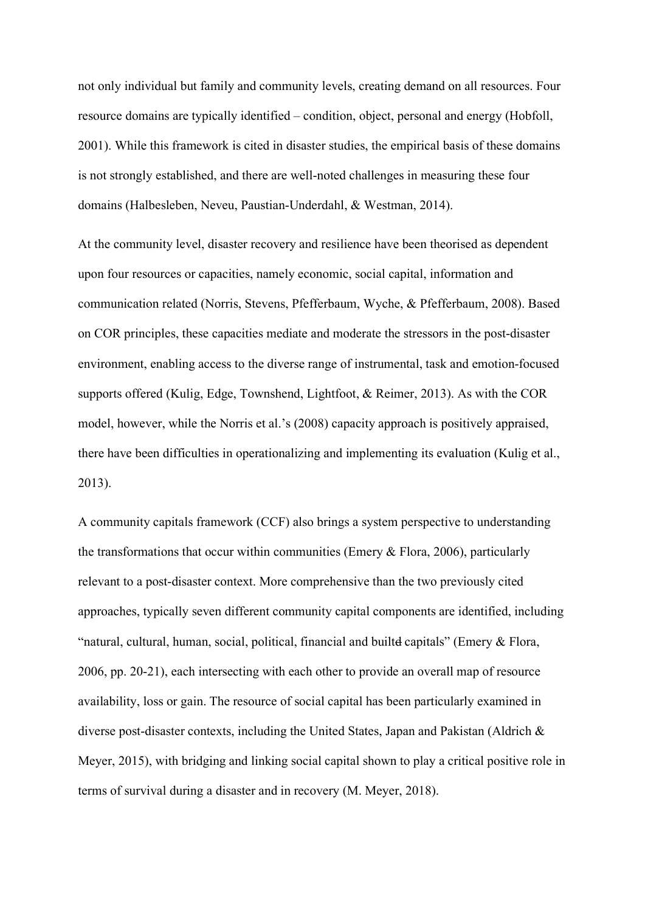not only individual but family and community levels, creating demand on all resources. Four resource domains are typically identified – condition, object, personal and energy (Hobfoll, 2001). While this framework is cited in disaster studies, the empirical basis of these domains is not strongly established, and there are well-noted challenges in measuring these four domains (Halbesleben, Neveu, Paustian-Underdahl, & Westman, 2014).

At the community level, disaster recovery and resilience have been theorised as dependent upon four resources or capacities, namely economic, social capital, information and communication related (Norris, Stevens, Pfefferbaum, Wyche, & Pfefferbaum, 2008). Based on COR principles, these capacities mediate and moderate the stressors in the post-disaster environment, enabling access to the diverse range of instrumental, task and emotion-focused supports offered (Kulig, Edge, Townshend, Lightfoot, & Reimer, 2013). As with the COR model, however, while the Norris et al.'s (2008) capacity approach is positively appraised, there have been difficulties in operationalizing and implementing its evaluation (Kulig et al., 2013).

A community capitals framework (CCF) also brings a system perspective to understanding the transformations that occur within communities (Emery & Flora, 2006), particularly relevant to a post-disaster context. More comprehensive than the two previously cited approaches, typically seven different community capital components are identified, including "natural, cultural, human, social, political, financial and builtd capitals" (Emery & Flora, 2006, pp. 20-21), each intersecting with each other to provide an overall map of resource availability, loss or gain. The resource of social capital has been particularly examined in diverse post-disaster contexts, including the United States, Japan and Pakistan (Aldrich & Meyer, 2015), with bridging and linking social capital shown to play a critical positive role in terms of survival during a disaster and in recovery (M. Meyer, 2018).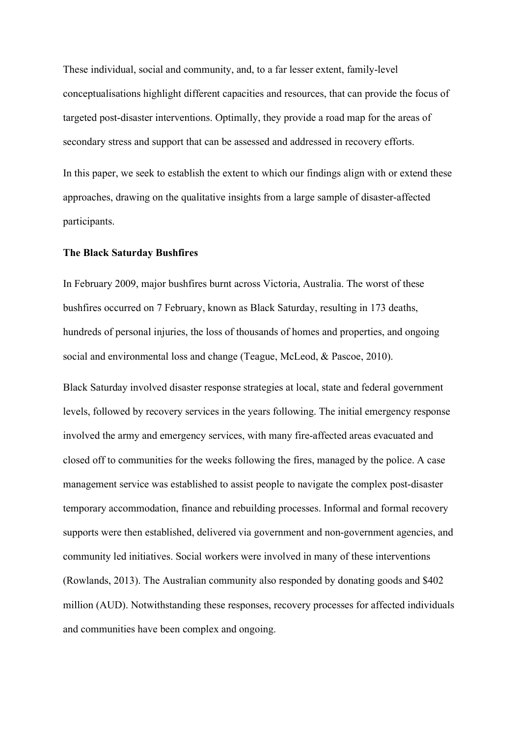These individual, social and community, and, to a far lesser extent, family-level conceptualisations highlight different capacities and resources, that can provide the focus of targeted post-disaster interventions. Optimally, they provide a road map for the areas of secondary stress and support that can be assessed and addressed in recovery efforts.

In this paper, we seek to establish the extent to which our findings align with or extend these approaches, drawing on the qualitative insights from a large sample of disaster-affected participants.

**The Black Saturday Bushfires**

In February 2009, major bushfires burnt across Victoria, Australia. The worst of these bushfires occurred on 7 February, known as Black Saturday, resulting in 173 deaths, hundreds of personal injuries, the loss of thousands of homes and properties, and ongoing social and environmental loss and change (Teague, McLeod, & Pascoe, 2010).

Black Saturday involved disaster response strategies at local, state and federal government levels, followed by recovery services in the years following. The initial emergency response involved the army and emergency services, with many fire-affected areas evacuated and closed off to communities for the weeks following the fires, managed by the police. A case management service was established to assist people to navigate the complex post-disaster temporary accommodation, finance and rebuilding processes. Informal and formal recovery supports were then established, delivered via government and non-government agencies, and community led initiatives. Social workers were involved in many of these interventions (Rowlands, 2013). The Australian community also responded by donating goods and $402 million (AUD). Notwithstanding these responses, recovery processes for affected individuals and communities have been complex and ongoing.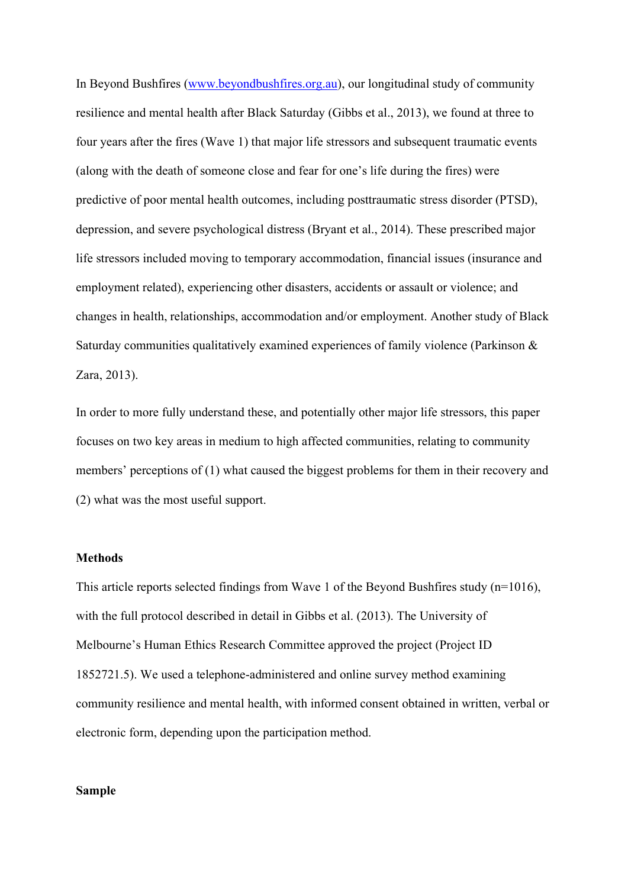In Beyond Bushfires (www.beyondbushfires.org.au), our longitudinal study of community resilience and mental health after Black Saturday (Gibbs et al., 2013), we found at three to four years after the fires (Wave 1) that major life stressors and subsequent traumatic events (along with the death of someone close and fear for one's life during the fires) were predictive of poor mental health outcomes, including posttraumatic stress disorder (PTSD), depression, and severe psychological distress (Bryant et al., 2014). These prescribed major life stressors included moving to temporary accommodation, financial issues (insurance and employment related), experiencing other disasters, accidents or assault or violence; and changes in health, relationships, accommodation and/or employment. Another study of Black Saturday communities qualitatively examined experiences of family violence (Parkinson & Zara, 2013).

In order to more fully understand these, and potentially other major life stressors, this paper focuses on two key areas in medium to high affected communities, relating to community members' perceptions of (1) what caused the biggest problems for them in their recovery and (2) what was the most useful support.

## Methods

This article reports selected findings from Wave 1 of the Beyond Bushfires study (n=1016), with the full protocol described in detail in Gibbs et al. (2013). The University of Melbourne's Human Ethics Research Committee approved the project (Project ID 1852721.5). We used a telephone-administered and online survey method examining community resilience and mental health, with informed consent obtained in written, verbal or electronic form, depending upon the participation method.

## Sample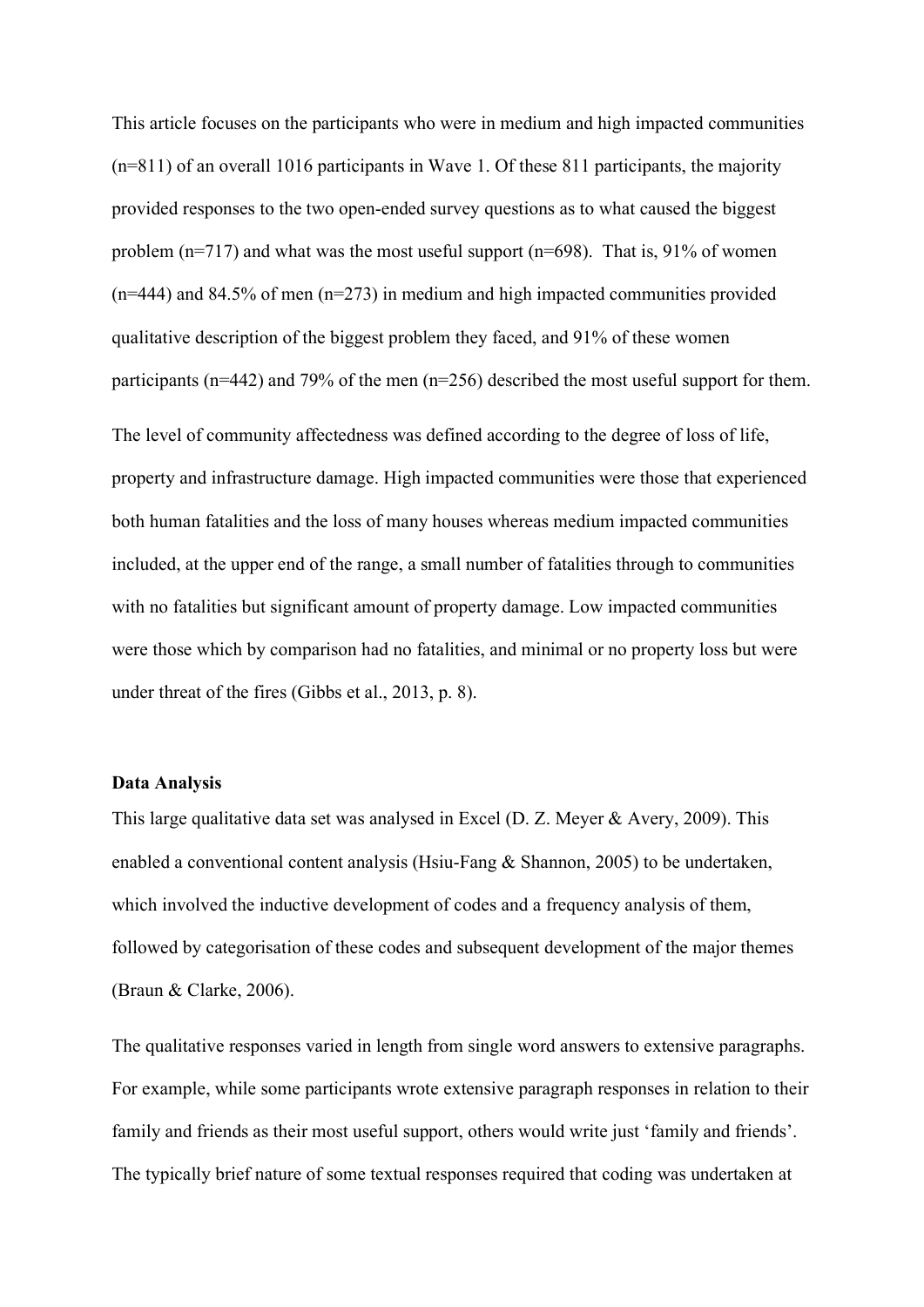This article focuses on the participants who were in medium and high impacted communities (n=811) of an overall 1016 participants in Wave 1. Of these 811 participants, the majority provided responses to the two open-ended survey questions as to what caused the biggest problem (n=717) and what was the most useful support (n=698). That is, 91% of women (n=444) and 84.5% of men (n=273) in medium and high impacted communities provided qualitative description of the biggest problem they faced, and 91% of these women participants (n=442) and 79% of the men (n=256) described the most useful support for them.

The level of community affectedness was defined according to the degree of loss of life, property and infrastructure damage. High impacted communities were those that experienced both human fatalities and the loss of many houses whereas medium impacted communities included, at the upper end of the range, a small number of fatalities through to communities with no fatalities but significant amount of property damage. Low impacted communities were those which by comparison had no fatalities, and minimal or no property loss but were under threat of the fires (Gibbs et al., 2013, p. 8).

**Data Analysis**

This large qualitative data set was analysed in Excel (D. Z. Meyer & Avery, 2009). This enabled a conventional content analysis (Hsiu-Fang & Shannon, 2005) to be undertaken, which involved the inductive development of codes and a frequency analysis of them, followed by categorisation of these codes and subsequent development of the major themes (Braun & Clarke, 2006).

The qualitative responses varied in length from single word answers to extensive paragraphs. For example, while some participants wrote extensive paragraph responses in relation to their family and friends as their most useful support, others would write just ‘family and friends’. The typically brief nature of some textual responses required that coding was undertaken at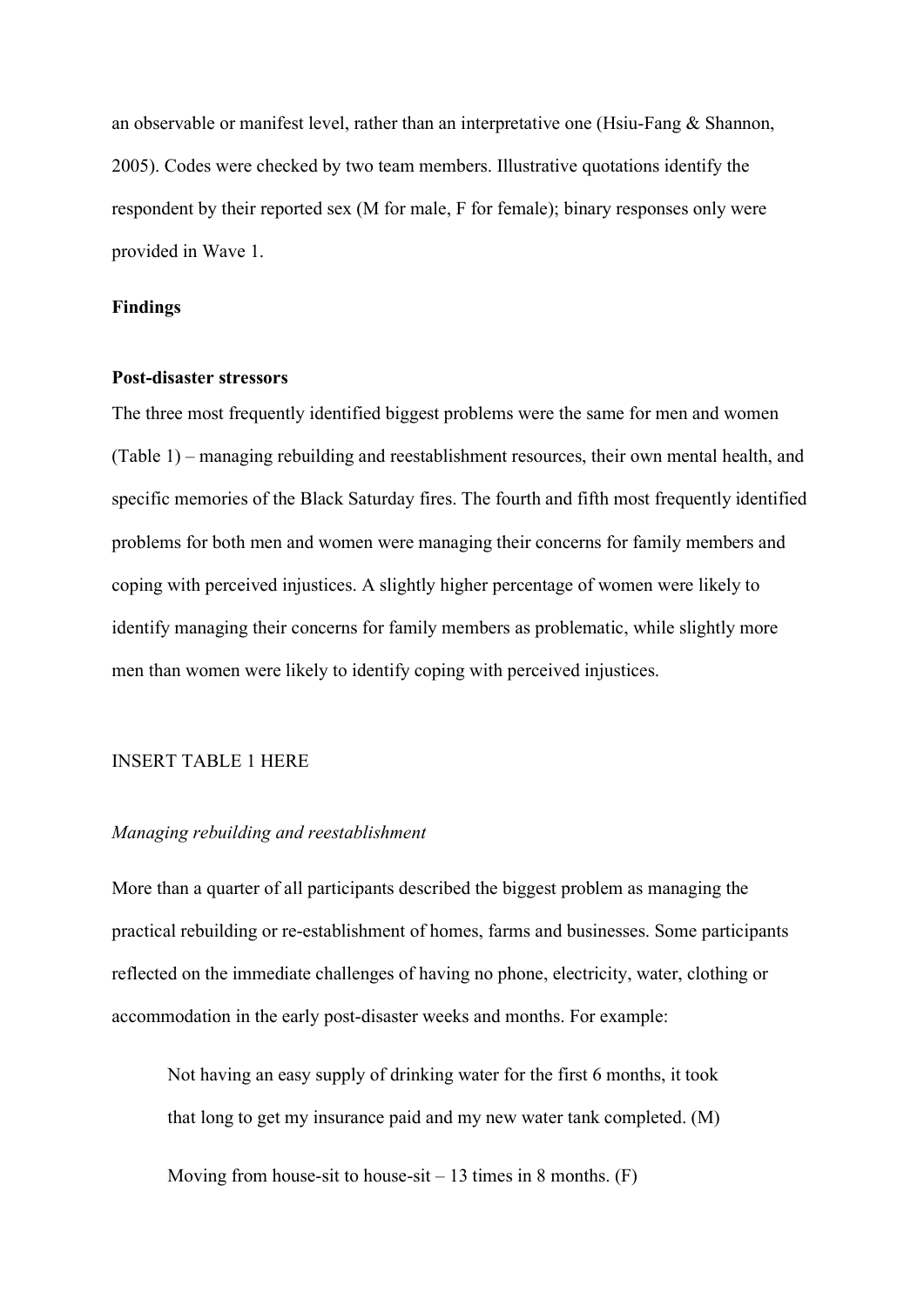an observable or manifest level, rather than an interpretative one (Hsiu-Fang & Shannon, 2005). Codes were checked by two team members. Illustrative quotations identify the respondent by their reported sex (M for male, F for female); binary responses only were provided in Wave 1.

## Findings

### Post-disaster stressors

The three most frequently identified biggest problems were the same for men and women (Table 1) – managing rebuilding and reestablishment resources, their own mental health, and specific memories of the Black Saturday fires. The fourth and fifth most frequently identified problems for both men and women were managing their concerns for family members and coping with perceived injustices. A slightly higher percentage of women were likely to identify managing their concerns for family members as problematic, while slightly more men than women were likely to identify coping with perceived injustices.

INSERT TABLE 1 HERE

*Managing rebuilding and reestablishment*

More than a quarter of all participants described the biggest problem as managing the practical rebuilding or re-establishment of homes, farms and businesses. Some participants reflected on the immediate challenges of having no phone, electricity, water, clothing or accommodation in the early post-disaster weeks and months. For example:

> Not having an easy supply of drinking water for the first 6 months, it took that long to get my insurance paid and my new water tank completed. (M)
>
> Moving from house-sit to house-sit – 13 times in 8 months. (F)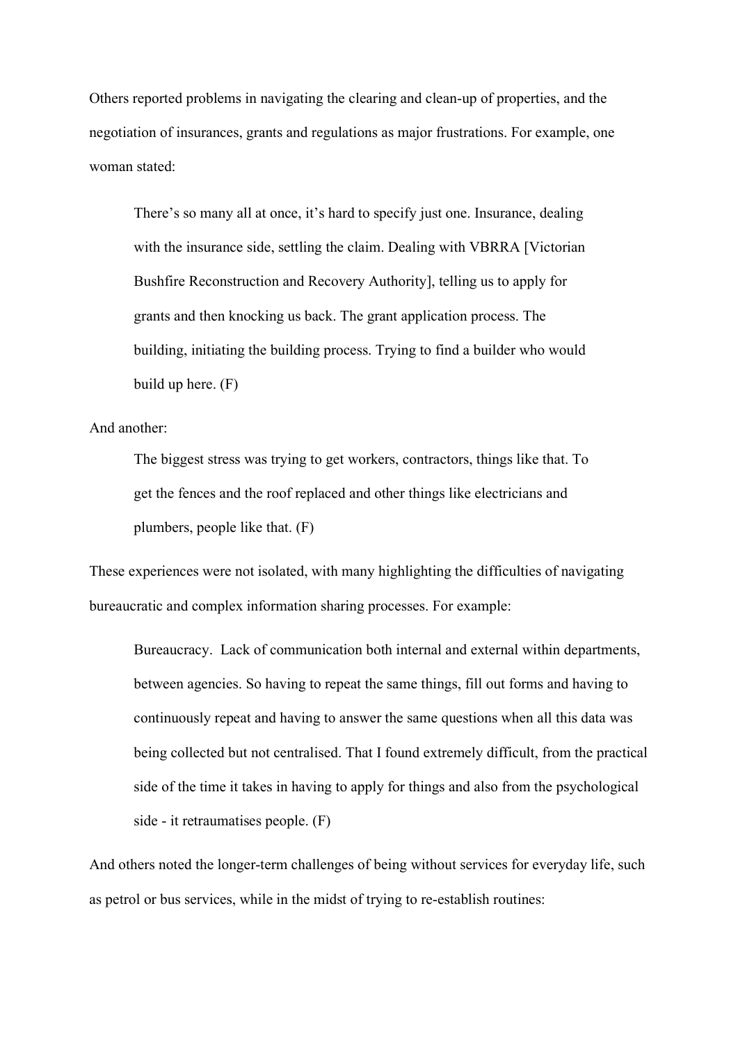Others reported problems in navigating the clearing and clean-up of properties, and the negotiation of insurances, grants and regulations as major frustrations. For example, one woman stated:

> There's so many all at once, it's hard to specify just one. Insurance, dealing with the insurance side, settling the claim. Dealing with VBRRA [Victorian Bushfire Reconstruction and Recovery Authority], telling us to apply for grants and then knocking us back. The grant application process. The building, initiating the building process. Trying to find a builder who would build up here. (F)

And another:

> The biggest stress was trying to get workers, contractors, things like that. To get the fences and the roof replaced and other things like electricians and plumbers, people like that. (F)

These experiences were not isolated, with many highlighting the difficulties of navigating bureaucratic and complex information sharing processes. For example:

> Bureaucracy. Lack of communication both internal and external within departments, between agencies. So having to repeat the same things, fill out forms and having to continuously repeat and having to answer the same questions when all this data was being collected but not centralised. That I found extremely difficult, from the practical side of the time it takes in having to apply for things and also from the psychological side - it retraumatises people. (F)

And others noted the longer-term challenges of being without services for everyday life, such as petrol or bus services, while in the midst of trying to re-establish routines: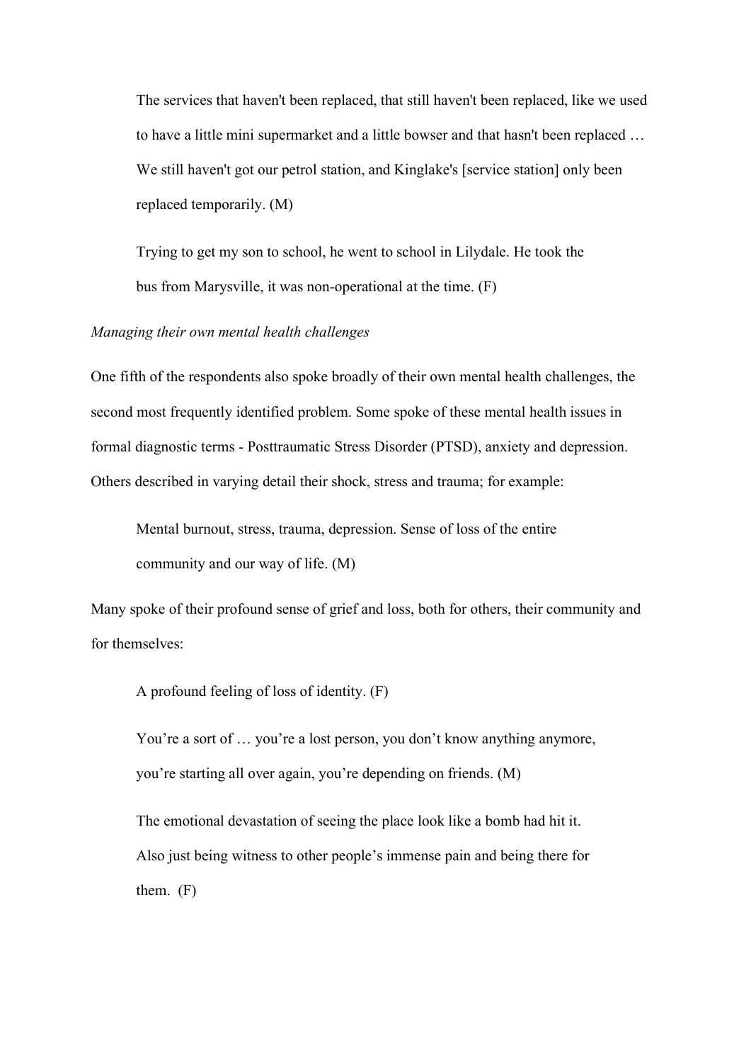> The services that haven't been replaced, that still haven't been replaced, like we used to have a little mini supermarket and a little bowser and that hasn't been replaced … We still haven't got our petrol station, and Kinglake's [service station] only been replaced temporarily. (M)

> Trying to get my son to school, he went to school in Lilydale. He took the bus from Marysville, it was non-operational at the time. (F)

*Managing their own mental health challenges*

One fifth of the respondents also spoke broadly of their own mental health challenges, the second most frequently identified problem. Some spoke of these mental health issues in formal diagnostic terms - Posttraumatic Stress Disorder (PTSD), anxiety and depression. Others described in varying detail their shock, stress and trauma; for example:

> Mental burnout, stress, trauma, depression. Sense of loss of the entire community and our way of life. (M)

Many spoke of their profound sense of grief and loss, both for others, their community and for themselves:

> A profound feeling of loss of identity. (F)

> You're a sort of … you're a lost person, you don't know anything anymore, you're starting all over again, you're depending on friends. (M)

> The emotional devastation of seeing the place look like a bomb had hit it. Also just being witness to other people's immense pain and being there for them. (F)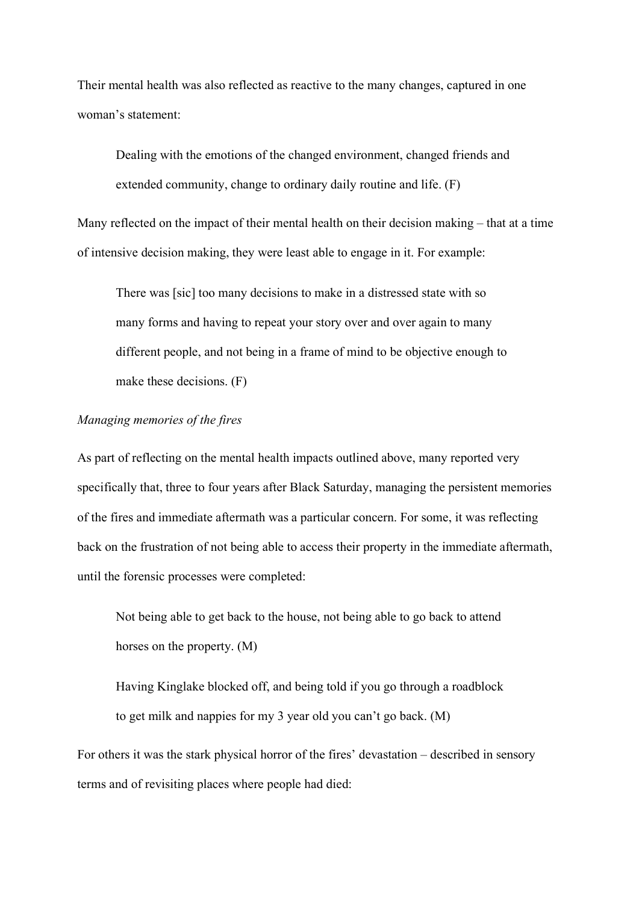Their mental health was also reflected as reactive to the many changes, captured in one woman's statement:

> Dealing with the emotions of the changed environment, changed friends and extended community, change to ordinary daily routine and life. (F)

Many reflected on the impact of their mental health on their decision making – that at a time of intensive decision making, they were least able to engage in it. For example:

> There was [sic] too many decisions to make in a distressed state with so many forms and having to repeat your story over and over again to many different people, and not being in a frame of mind to be objective enough to make these decisions. (F)

*Managing memories of the fires*

As part of reflecting on the mental health impacts outlined above, many reported very specifically that, three to four years after Black Saturday, managing the persistent memories of the fires and immediate aftermath was a particular concern. For some, it was reflecting back on the frustration of not being able to access their property in the immediate aftermath, until the forensic processes were completed:

> Not being able to get back to the house, not being able to go back to attend horses on the property. (M)

> Having Kinglake blocked off, and being told if you go through a roadblock to get milk and nappies for my 3 year old you can't go back. (M)

For others it was the stark physical horror of the fires' devastation – described in sensory terms and of revisiting places where people had died: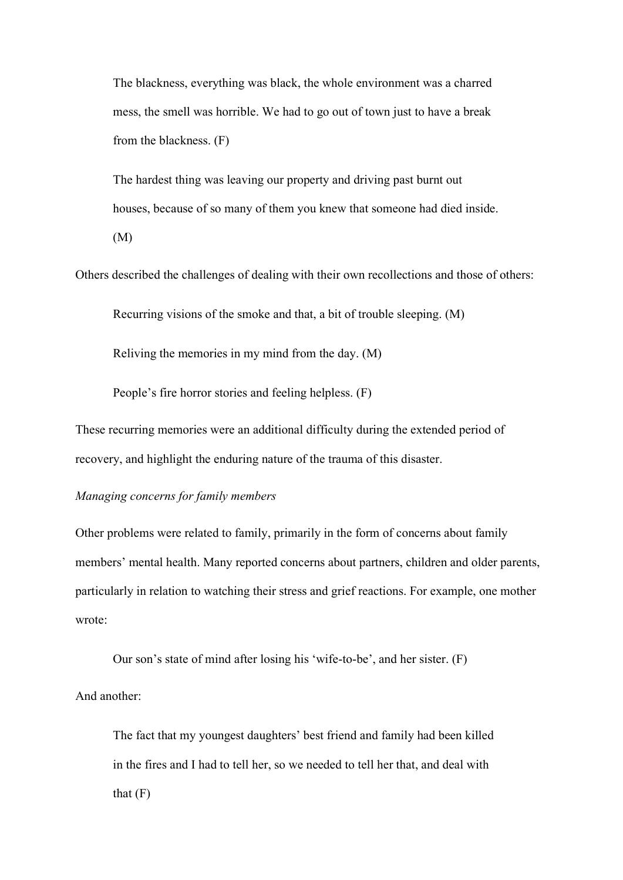> The blackness, everything was black, the whole environment was a charred mess, the smell was horrible. We had to go out of town just to have a break from the blackness. (F)

> The hardest thing was leaving our property and driving past burnt out houses, because of so many of them you knew that someone had died inside. (M)

Others described the challenges of dealing with their own recollections and those of others:

> Recurring visions of the smoke and that, a bit of trouble sleeping. (M)

> Reliving the memories in my mind from the day. (M)

> People's fire horror stories and feeling helpless. (F)

These recurring memories were an additional difficulty during the extended period of recovery, and highlight the enduring nature of the trauma of this disaster.

*Managing concerns for family members*

Other problems were related to family, primarily in the form of concerns about family members' mental health. Many reported concerns about partners, children and older parents, particularly in relation to watching their stress and grief reactions. For example, one mother wrote:

> Our son's state of mind after losing his 'wife-to-be', and her sister. (F)

And another:

> The fact that my youngest daughters' best friend and family had been killed in the fires and I had to tell her, so we needed to tell her that, and deal with that (F)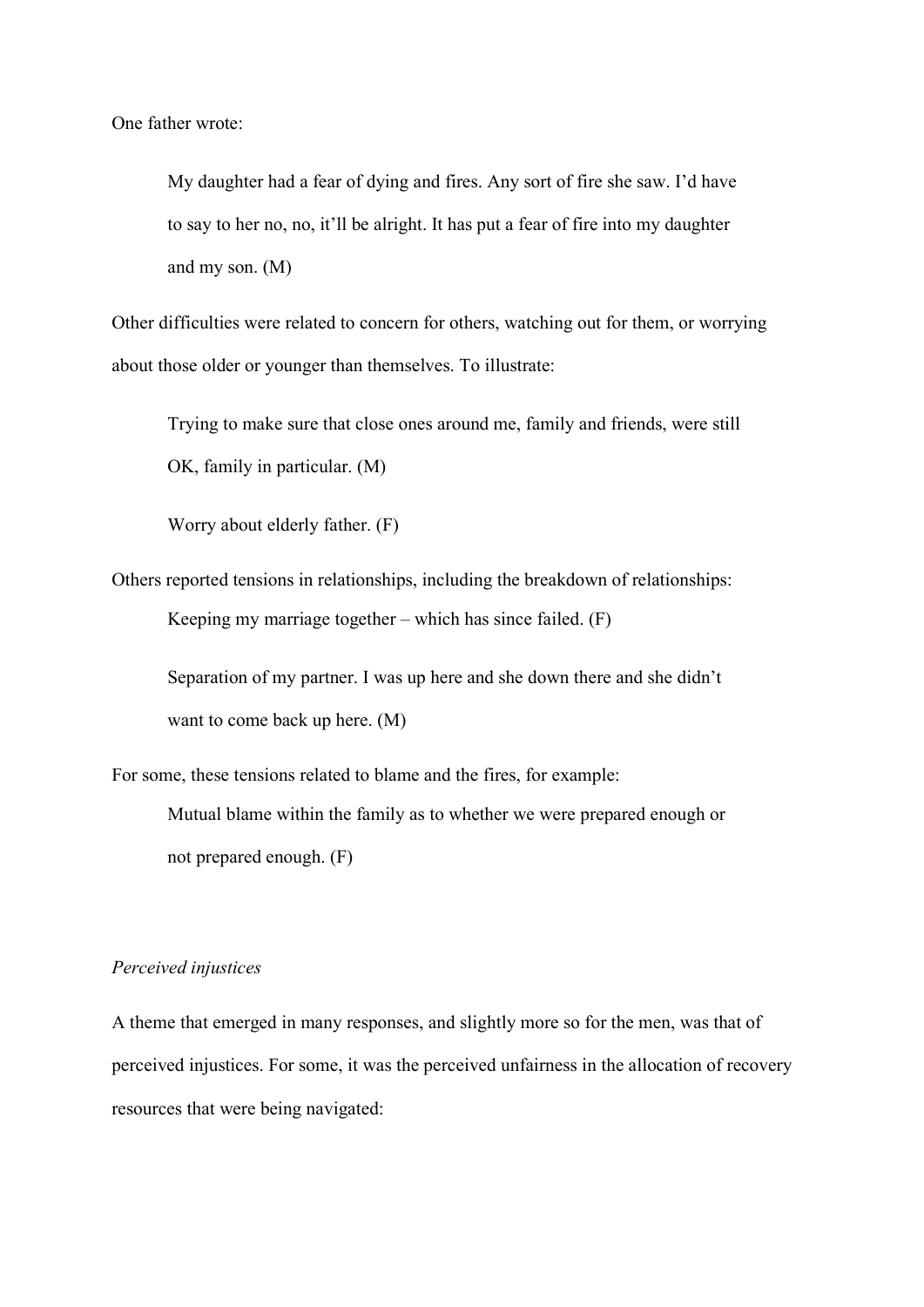One father wrote:

> My daughter had a fear of dying and fires. Any sort of fire she saw. I'd have to say to her no, no, it'll be alright. It has put a fear of fire into my daughter and my son. (M)

Other difficulties were related to concern for others, watching out for them, or worrying about those older or younger than themselves. To illustrate:

> Trying to make sure that close ones around me, family and friends, were still OK, family in particular. (M)

> Worry about elderly father. (F)

Others reported tensions in relationships, including the breakdown of relationships:

> Keeping my marriage together – which has since failed. (F)

> Separation of my partner. I was up here and she down there and she didn't want to come back up here. (M)

For some, these tensions related to blame and the fires, for example:

> Mutual blame within the family as to whether we were prepared enough or not prepared enough. (F)

*Perceived injustices*

A theme that emerged in many responses, and slightly more so for the men, was that of perceived injustices. For some, it was the perceived unfairness in the allocation of recovery resources that were being navigated: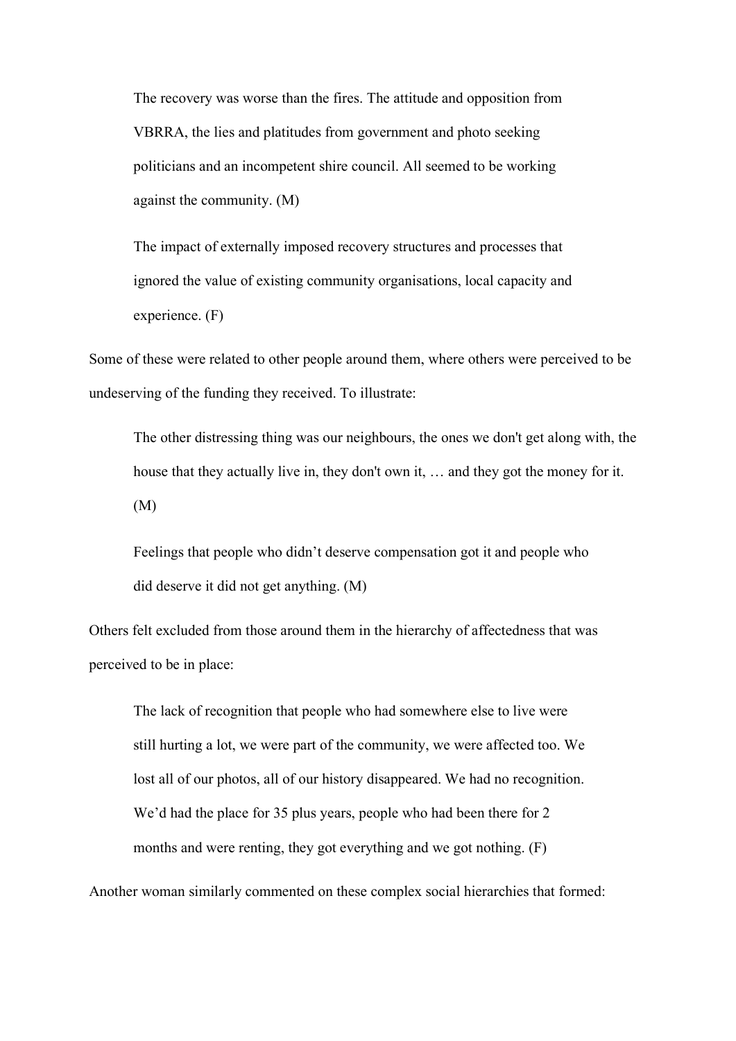> The recovery was worse than the fires. The attitude and opposition from VBRRA, the lies and platitudes from government and photo seeking politicians and an incompetent shire council. All seemed to be working against the community. (M)

> The impact of externally imposed recovery structures and processes that ignored the value of existing community organisations, local capacity and experience. (F)

Some of these were related to other people around them, where others were perceived to be undeserving of the funding they received. To illustrate:

> The other distressing thing was our neighbours, the ones we don't get along with, the house that they actually live in, they don't own it, … and they got the money for it. (M)

> Feelings that people who didn't deserve compensation got it and people who did deserve it did not get anything. (M)

Others felt excluded from those around them in the hierarchy of affectedness that was perceived to be in place:

> The lack of recognition that people who had somewhere else to live were still hurting a lot, we were part of the community, we were affected too. We lost all of our photos, all of our history disappeared. We had no recognition. We'd had the place for 35 plus years, people who had been there for 2 months and were renting, they got everything and we got nothing. (F)

Another woman similarly commented on these complex social hierarchies that formed: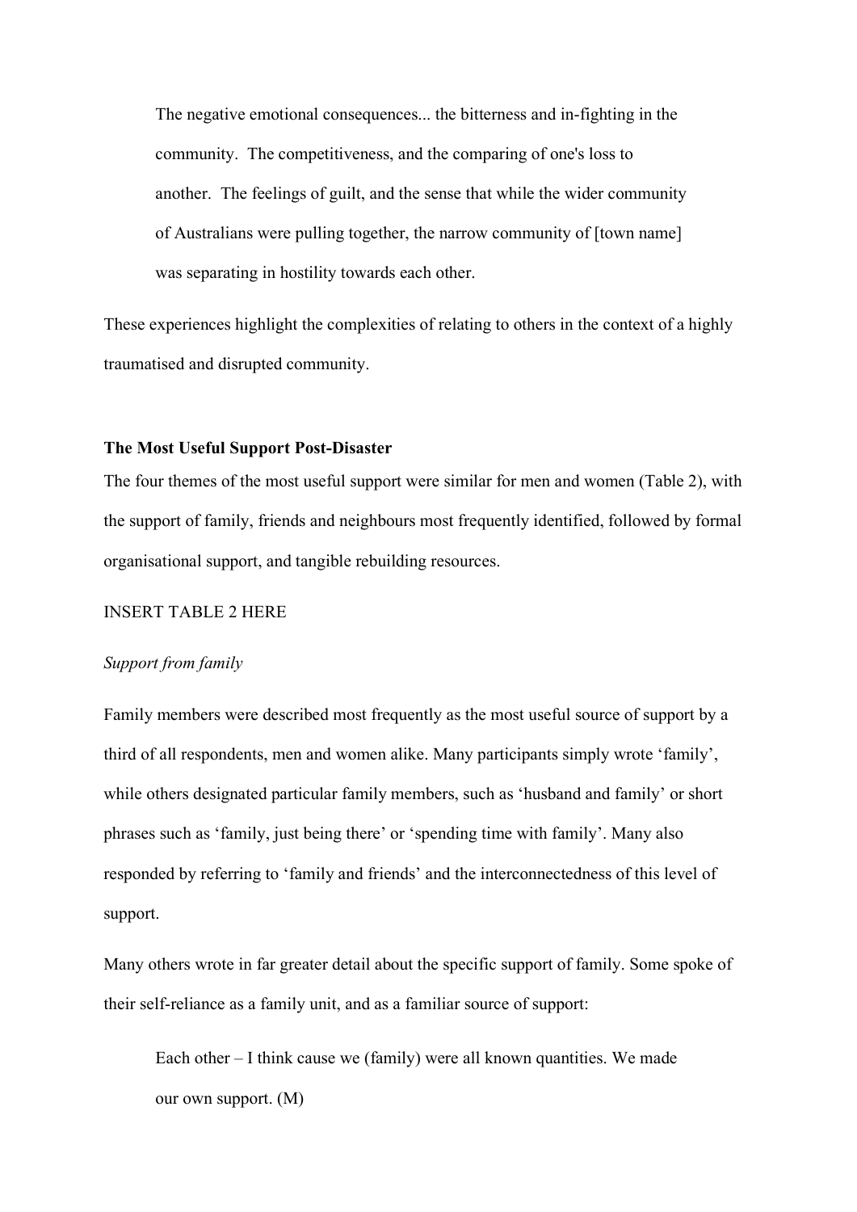> The negative emotional consequences... the bitterness and in-fighting in the community. The competitiveness, and the comparing of one's loss to another. The feelings of guilt, and the sense that while the wider community of Australians were pulling together, the narrow community of [town name] was separating in hostility towards each other.

These experiences highlight the complexities of relating to others in the context of a highly traumatised and disrupted community.

**The Most Useful Support Post-Disaster**

The four themes of the most useful support were similar for men and women (Table 2), with the support of family, friends and neighbours most frequently identified, followed by formal organisational support, and tangible rebuilding resources.

INSERT TABLE 2 HERE

*Support from family*

Family members were described most frequently as the most useful source of support by a third of all respondents, men and women alike. Many participants simply wrote 'family', while others designated particular family members, such as 'husband and family' or short phrases such as 'family, just being there' or 'spending time with family'. Many also responded by referring to 'family and friends' and the interconnectedness of this level of support.

Many others wrote in far greater detail about the specific support of family. Some spoke of their self-reliance as a family unit, and as a familiar source of support:

> Each other – I think cause we (family) were all known quantities. We made our own support. (M)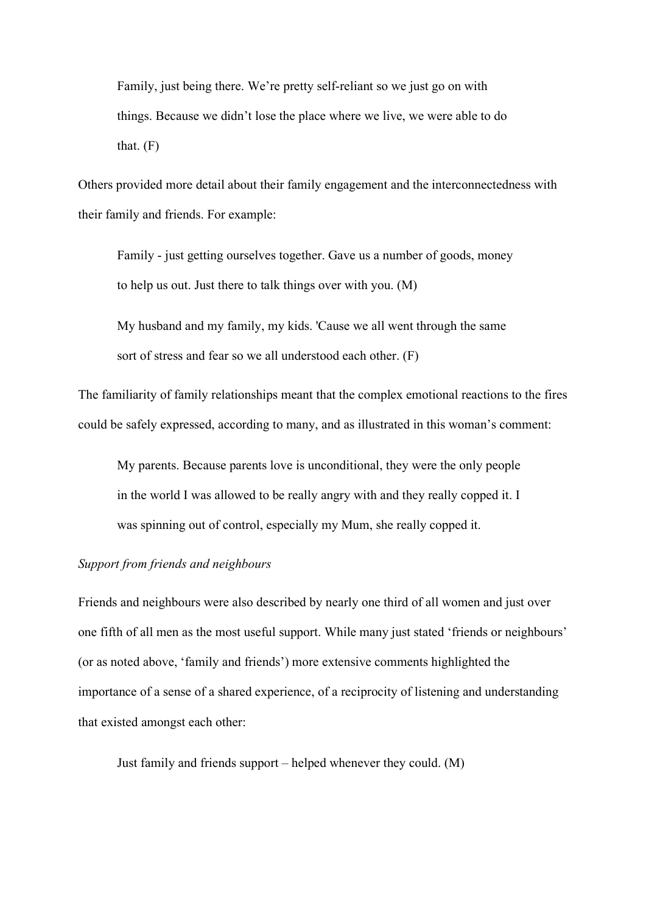> Family, just being there. We're pretty self-reliant so we just go on with things. Because we didn't lose the place where we live, we were able to do that. (F)

Others provided more detail about their family engagement and the interconnectedness with their family and friends. For example:

> Family - just getting ourselves together. Gave us a number of goods, money to help us out. Just there to talk things over with you. (M)

> My husband and my family, my kids. 'Cause we all went through the same sort of stress and fear so we all understood each other. (F)

The familiarity of family relationships meant that the complex emotional reactions to the fires could be safely expressed, according to many, and as illustrated in this woman's comment:

> My parents. Because parents love is unconditional, they were the only people in the world I was allowed to be really angry with and they really copped it. I was spinning out of control, especially my Mum, she really copped it.

*Support from friends and neighbours*

Friends and neighbours were also described by nearly one third of all women and just over one fifth of all men as the most useful support. While many just stated 'friends or neighbours' (or as noted above, 'family and friends') more extensive comments highlighted the importance of a sense of a shared experience, of a reciprocity of listening and understanding that existed amongst each other:

> Just family and friends support – helped whenever they could. (M)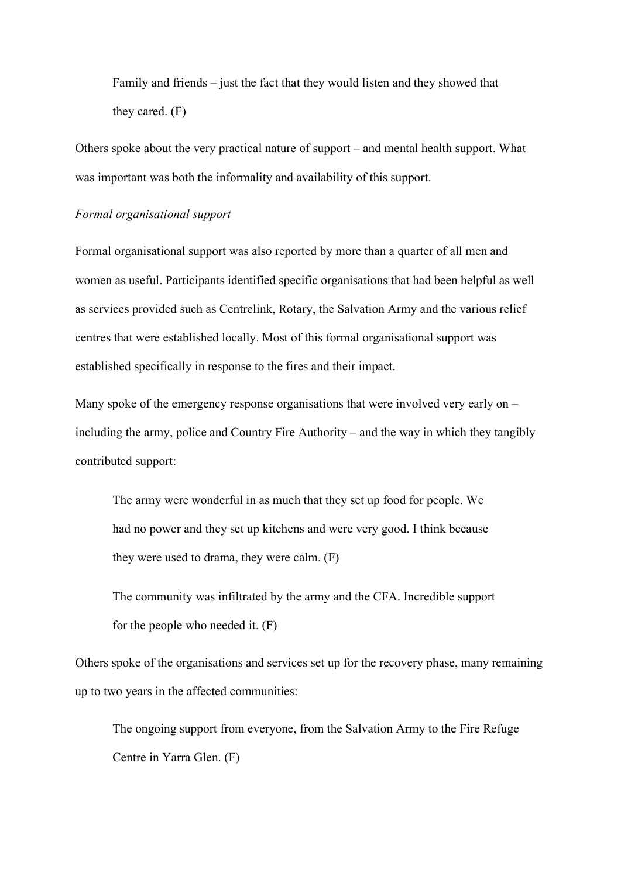> Family and friends – just the fact that they would listen and they showed that they cared. (F)

Others spoke about the very practical nature of support – and mental health support. What was important was both the informality and availability of this support.

*Formal organisational support*

Formal organisational support was also reported by more than a quarter of all men and women as useful. Participants identified specific organisations that had been helpful as well as services provided such as Centrelink, Rotary, the Salvation Army and the various relief centres that were established locally. Most of this formal organisational support was established specifically in response to the fires and their impact.

Many spoke of the emergency response organisations that were involved very early on – including the army, police and Country Fire Authority – and the way in which they tangibly contributed support:

> The army were wonderful in as much that they set up food for people. We had no power and they set up kitchens and were very good. I think because they were used to drama, they were calm. (F)

> The community was infiltrated by the army and the CFA. Incredible support for the people who needed it. (F)

Others spoke of the organisations and services set up for the recovery phase, many remaining up to two years in the affected communities:

> The ongoing support from everyone, from the Salvation Army to the Fire Refuge Centre in Yarra Glen. (F)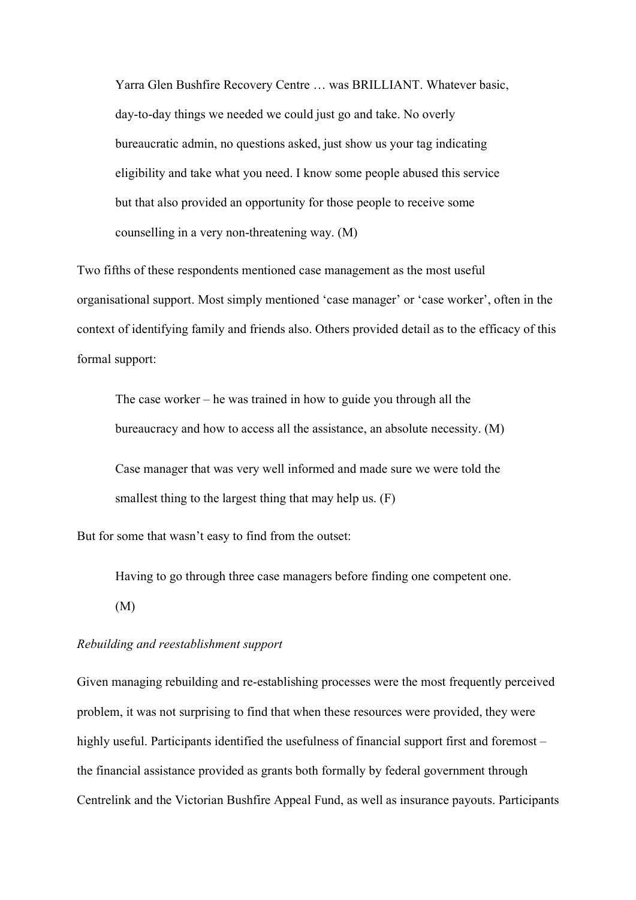> Yarra Glen Bushfire Recovery Centre … was BRILLIANT. Whatever basic, day-to-day things we needed we could just go and take. No overly bureaucratic admin, no questions asked, just show us your tag indicating eligibility and take what you need. I know some people abused this service but that also provided an opportunity for those people to receive some counselling in a very non-threatening way. (M)

Two fifths of these respondents mentioned case management as the most useful organisational support. Most simply mentioned 'case manager' or 'case worker', often in the context of identifying family and friends also. Others provided detail as to the efficacy of this formal support:

> The case worker – he was trained in how to guide you through all the bureaucracy and how to access all the assistance, an absolute necessity. (M)

> Case manager that was very well informed and made sure we were told the smallest thing to the largest thing that may help us. (F)

But for some that wasn't easy to find from the outset:

> Having to go through three case managers before finding one competent one. (M)

*Rebuilding and reestablishment support*

Given managing rebuilding and re-establishing processes were the most frequently perceived problem, it was not surprising to find that when these resources were provided, they were highly useful. Participants identified the usefulness of financial support first and foremost – the financial assistance provided as grants both formally by federal government through Centrelink and the Victorian Bushfire Appeal Fund, as well as insurance payouts. Participants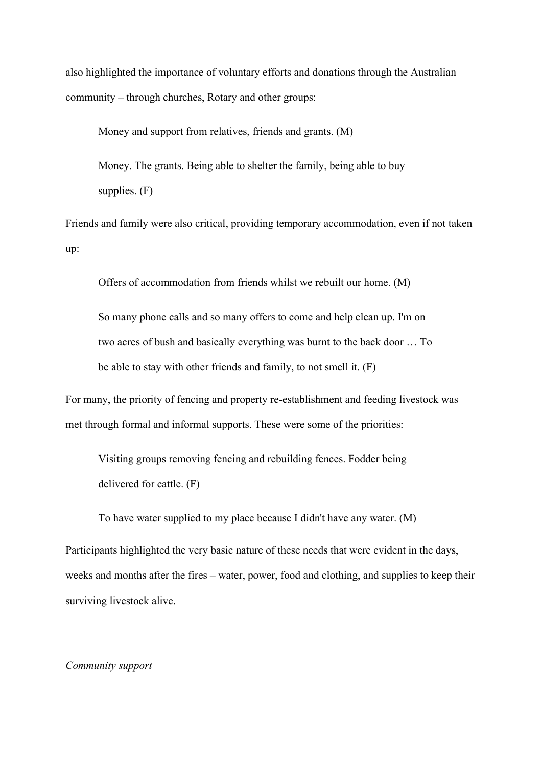also highlighted the importance of voluntary efforts and donations through the Australian community – through churches, Rotary and other groups:

> Money and support from relatives, friends and grants. (M)

> Money. The grants. Being able to shelter the family, being able to buy supplies. (F)

Friends and family were also critical, providing temporary accommodation, even if not taken up:

> Offers of accommodation from friends whilst we rebuilt our home. (M)

> So many phone calls and so many offers to come and help clean up. I'm on two acres of bush and basically everything was burnt to the back door … To be able to stay with other friends and family, to not smell it. (F)

For many, the priority of fencing and property re-establishment and feeding livestock was met through formal and informal supports. These were some of the priorities:

> Visiting groups removing fencing and rebuilding fences. Fodder being delivered for cattle. (F)

> To have water supplied to my place because I didn't have any water. (M)

Participants highlighted the very basic nature of these needs that were evident in the days, weeks and months after the fires – water, power, food and clothing, and supplies to keep their surviving livestock alive.

*Community support*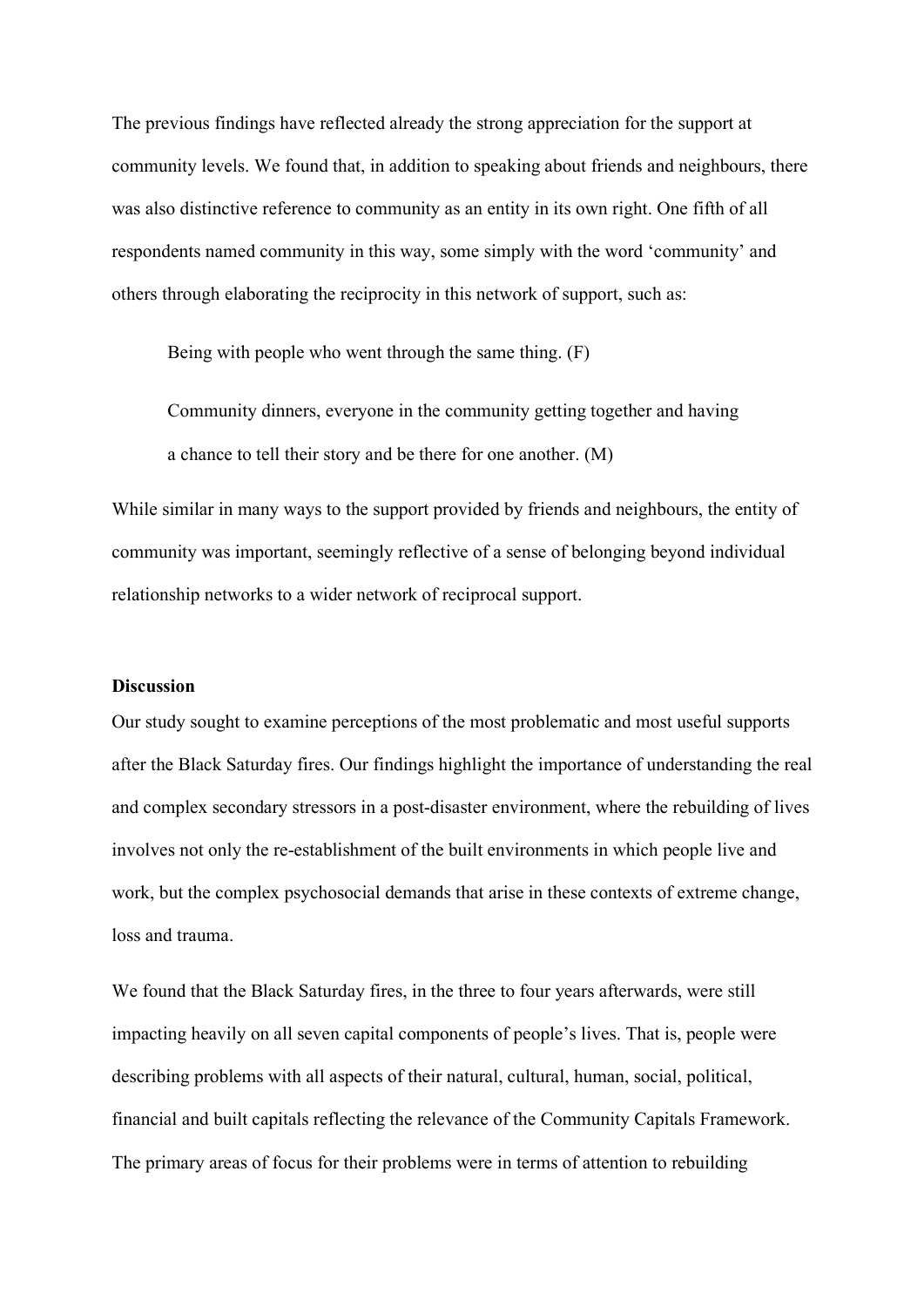The previous findings have reflected already the strong appreciation for the support at community levels. We found that, in addition to speaking about friends and neighbours, there was also distinctive reference to community as an entity in its own right. One fifth of all respondents named community in this way, some simply with the word 'community' and others through elaborating the reciprocity in this network of support, such as:

> Being with people who went through the same thing. (F)
>
> Community dinners, everyone in the community getting together and having a chance to tell their story and be there for one another. (M)

While similar in many ways to the support provided by friends and neighbours, the entity of community was important, seemingly reflective of a sense of belonging beyond individual relationship networks to a wider network of reciprocal support.

## Discussion

Our study sought to examine perceptions of the most problematic and most useful supports after the Black Saturday fires. Our findings highlight the importance of understanding the real and complex secondary stressors in a post-disaster environment, where the rebuilding of lives involves not only the re-establishment of the built environments in which people live and work, but the complex psychosocial demands that arise in these contexts of extreme change, loss and trauma.

We found that the Black Saturday fires, in the three to four years afterwards, were still impacting heavily on all seven capital components of people's lives. That is, people were describing problems with all aspects of their natural, cultural, human, social, political, financial and built capitals reflecting the relevance of the Community Capitals Framework. The primary areas of focus for their problems were in terms of attention to rebuilding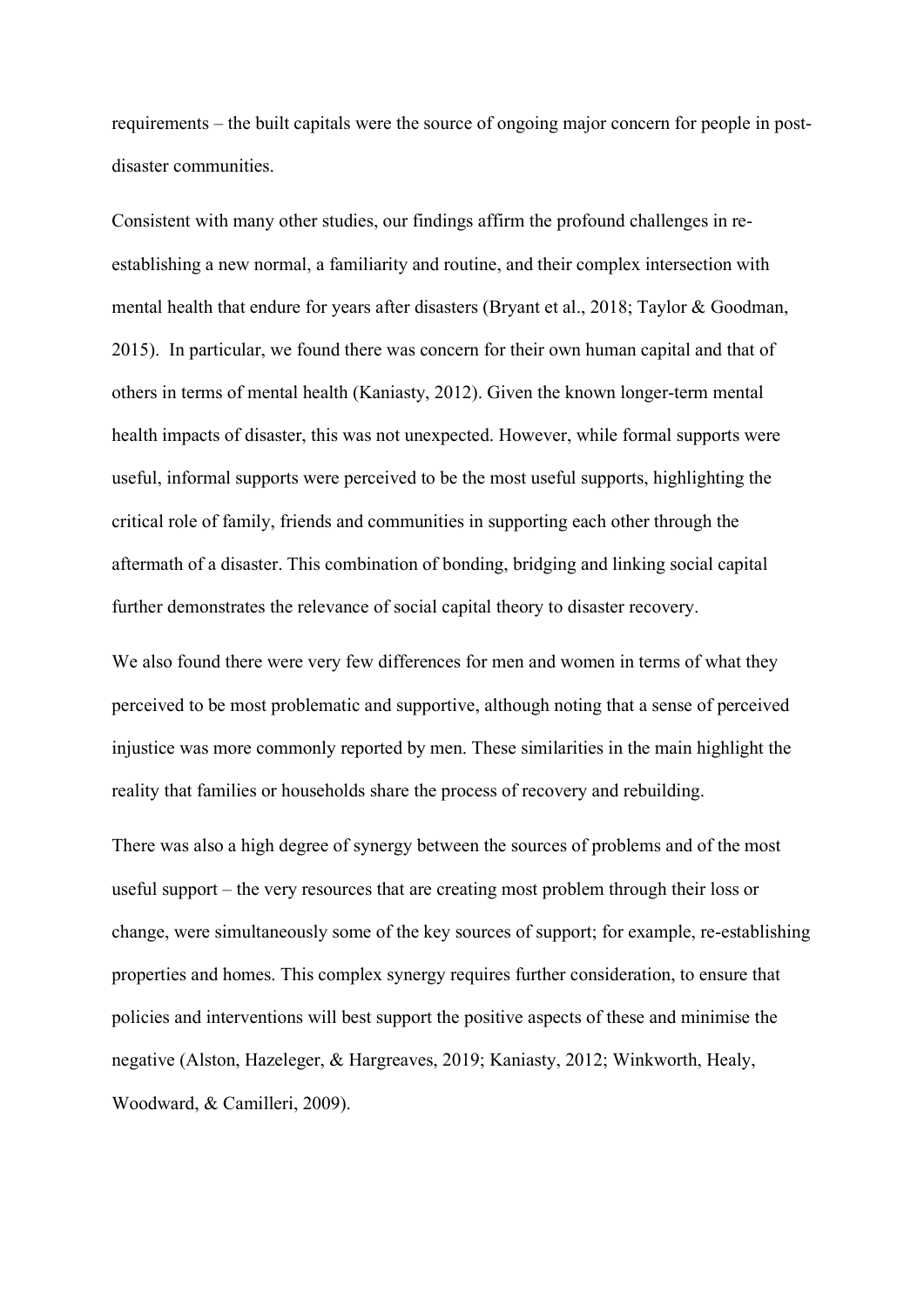requirements – the built capitals were the source of ongoing major concern for people in post-disaster communities.

Consistent with many other studies, our findings affirm the profound challenges in re-establishing a new normal, a familiarity and routine, and their complex intersection with mental health that endure for years after disasters (Bryant et al., 2018; Taylor & Goodman, 2015). In particular, we found there was concern for their own human capital and that of others in terms of mental health (Kaniasty, 2012). Given the known longer-term mental health impacts of disaster, this was not unexpected. However, while formal supports were useful, informal supports were perceived to be the most useful supports, highlighting the critical role of family, friends and communities in supporting each other through the aftermath of a disaster. This combination of bonding, bridging and linking social capital further demonstrates the relevance of social capital theory to disaster recovery.

We also found there were very few differences for men and women in terms of what they perceived to be most problematic and supportive, although noting that a sense of perceived injustice was more commonly reported by men. These similarities in the main highlight the reality that families or households share the process of recovery and rebuilding.

There was also a high degree of synergy between the sources of problems and of the most useful support – the very resources that are creating most problem through their loss or change, were simultaneously some of the key sources of support; for example, re-establishing properties and homes. This complex synergy requires further consideration, to ensure that policies and interventions will best support the positive aspects of these and minimise the negative (Alston, Hazeleger, & Hargreaves, 2019; Kaniasty, 2012; Winkworth, Healy, Woodward, & Camilleri, 2009).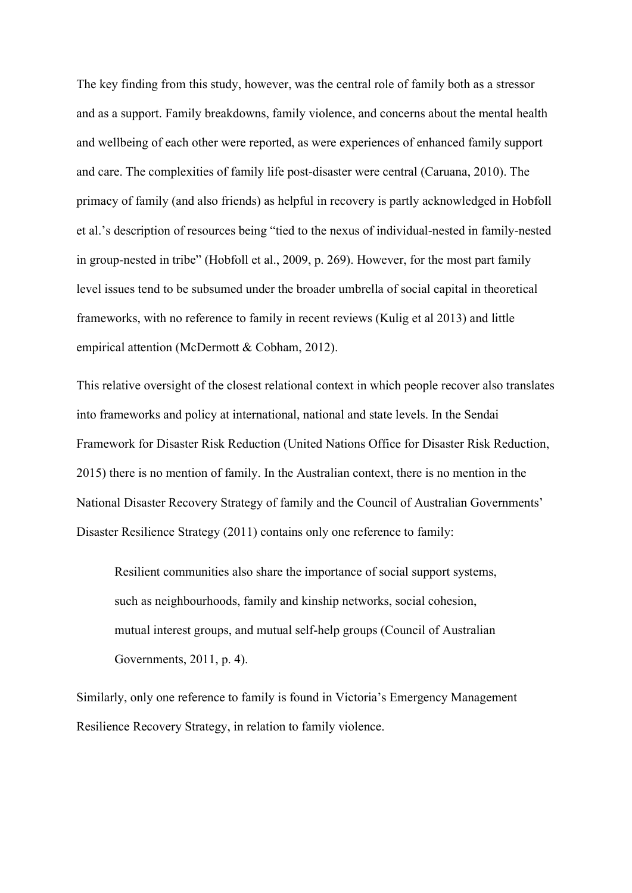The key finding from this study, however, was the central role of family both as a stressor and as a support. Family breakdowns, family violence, and concerns about the mental health and wellbeing of each other were reported, as were experiences of enhanced family support and care. The complexities of family life post-disaster were central (Caruana, 2010). The primacy of family (and also friends) as helpful in recovery is partly acknowledged in Hobfoll et al.'s description of resources being "tied to the nexus of individual-nested in family-nested in group-nested in tribe" (Hobfoll et al., 2009, p. 269). However, for the most part family level issues tend to be subsumed under the broader umbrella of social capital in theoretical frameworks, with no reference to family in recent reviews (Kulig et al 2013) and little empirical attention (McDermott & Cobham, 2012).

This relative oversight of the closest relational context in which people recover also translates into frameworks and policy at international, national and state levels. In the Sendai Framework for Disaster Risk Reduction (United Nations Office for Disaster Risk Reduction, 2015) there is no mention of family. In the Australian context, there is no mention in the National Disaster Recovery Strategy of family and the Council of Australian Governments' Disaster Resilience Strategy (2011) contains only one reference to family:

> Resilient communities also share the importance of social support systems, such as neighbourhoods, family and kinship networks, social cohesion, mutual interest groups, and mutual self-help groups (Council of Australian Governments, 2011, p. 4).

Similarly, only one reference to family is found in Victoria's Emergency Management Resilience Recovery Strategy, in relation to family violence.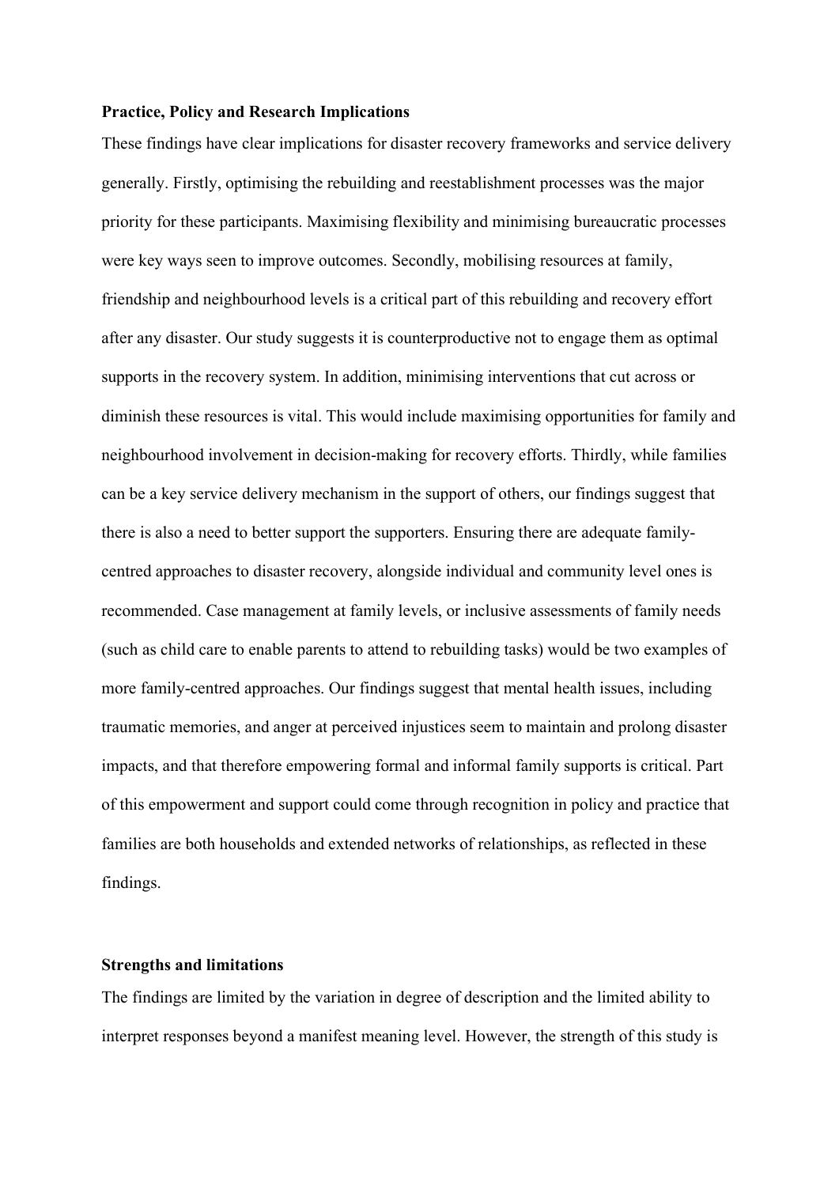**Practice, Policy and Research Implications**

These findings have clear implications for disaster recovery frameworks and service delivery generally. Firstly, optimising the rebuilding and reestablishment processes was the major priority for these participants. Maximising flexibility and minimising bureaucratic processes were key ways seen to improve outcomes. Secondly, mobilising resources at family, friendship and neighbourhood levels is a critical part of this rebuilding and recovery effort after any disaster. Our study suggests it is counterproductive not to engage them as optimal supports in the recovery system. In addition, minimising interventions that cut across or diminish these resources is vital. This would include maximising opportunities for family and neighbourhood involvement in decision-making for recovery efforts. Thirdly, while families can be a key service delivery mechanism in the support of others, our findings suggest that there is also a need to better support the supporters. Ensuring there are adequate family-centred approaches to disaster recovery, alongside individual and community level ones is recommended. Case management at family levels, or inclusive assessments of family needs (such as child care to enable parents to attend to rebuilding tasks) would be two examples of more family-centred approaches. Our findings suggest that mental health issues, including traumatic memories, and anger at perceived injustices seem to maintain and prolong disaster impacts, and that therefore empowering formal and informal family supports is critical. Part of this empowerment and support could come through recognition in policy and practice that families are both households and extended networks of relationships, as reflected in these findings.

**Strengths and limitations**

The findings are limited by the variation in degree of description and the limited ability to interpret responses beyond a manifest meaning level. However, the strength of this study is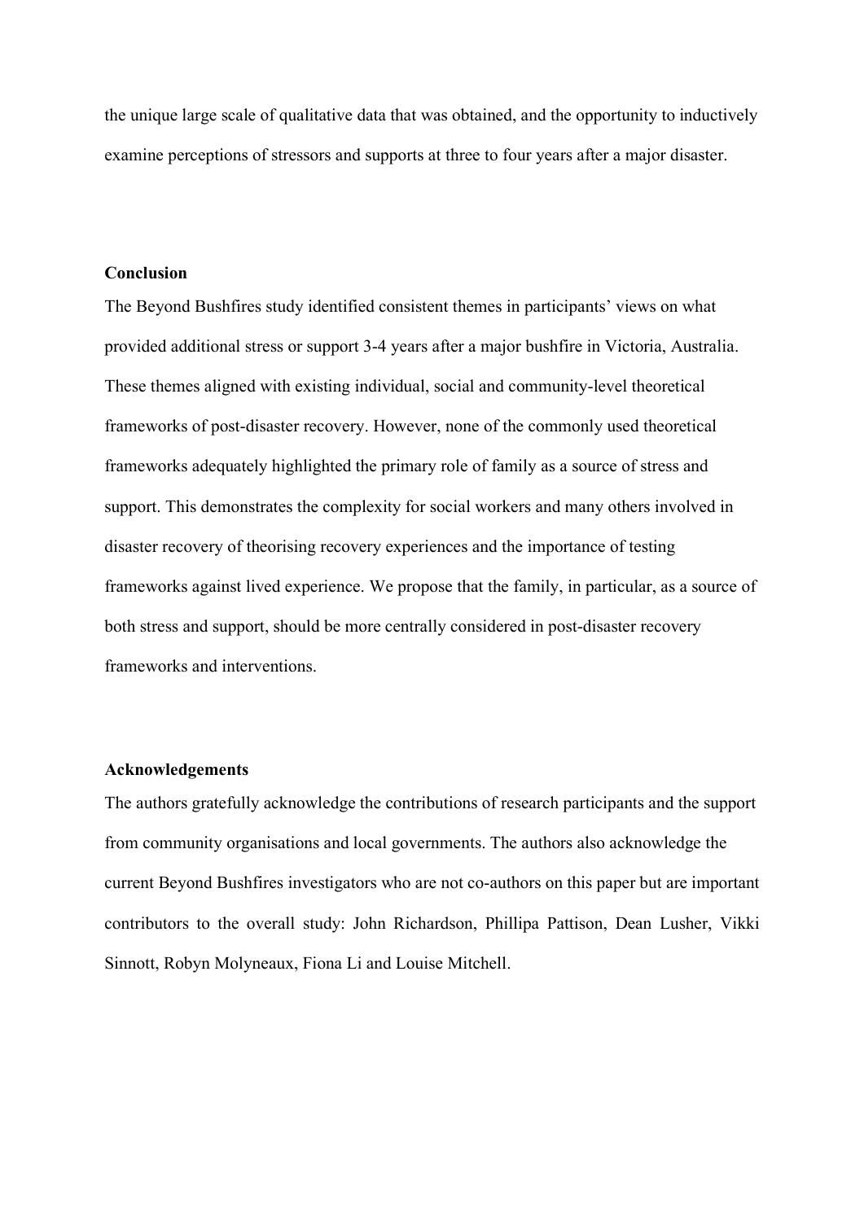the unique large scale of qualitative data that was obtained, and the opportunity to inductively examine perceptions of stressors and supports at three to four years after a major disaster.

## Conclusion

The Beyond Bushfires study identified consistent themes in participants' views on what provided additional stress or support 3-4 years after a major bushfire in Victoria, Australia. These themes aligned with existing individual, social and community-level theoretical frameworks of post-disaster recovery. However, none of the commonly used theoretical frameworks adequately highlighted the primary role of family as a source of stress and support. This demonstrates the complexity for social workers and many others involved in disaster recovery of theorising recovery experiences and the importance of testing frameworks against lived experience. We propose that the family, in particular, as a source of both stress and support, should be more centrally considered in post-disaster recovery frameworks and interventions.

## Acknowledgements

The authors gratefully acknowledge the contributions of research participants and the support from community organisations and local governments. The authors also acknowledge the current Beyond Bushfires investigators who are not co-authors on this paper but are important contributors to the overall study: John Richardson, Phillipa Pattison, Dean Lusher, Vikki Sinnott, Robyn Molyneaux, Fiona Li and Louise Mitchell.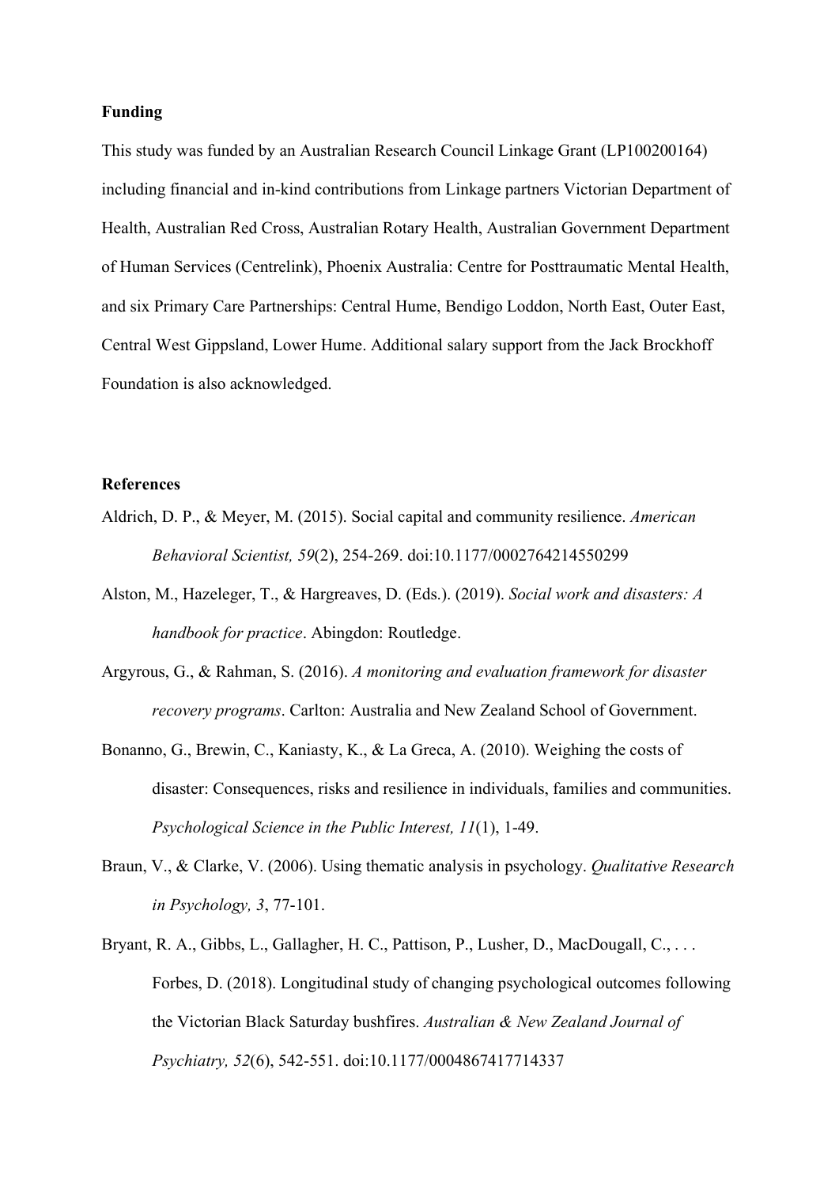**Funding**

This study was funded by an Australian Research Council Linkage Grant (LP100200164) including financial and in-kind contributions from Linkage partners Victorian Department of Health, Australian Red Cross, Australian Rotary Health, Australian Government Department of Human Services (Centrelink), Phoenix Australia: Centre for Posttraumatic Mental Health, and six Primary Care Partnerships: Central Hume, Bendigo Loddon, North East, Outer East, Central West Gippsland, Lower Hume. Additional salary support from the Jack Brockhoff Foundation is also acknowledged.

**References**

Aldrich, D. P., & Meyer, M. (2015). Social capital and community resilience. *American Behavioral Scientist, 59*(2), 254-269. doi:10.1177/0002764214550299

Alston, M., Hazeleger, T., & Hargreaves, D. (Eds.). (2019). *Social work and disasters: A handbook for practice*. Abingdon: Routledge.

Argyrous, G., & Rahman, S. (2016). *A monitoring and evaluation framework for disaster recovery programs*. Carlton: Australia and New Zealand School of Government.

Bonanno, G., Brewin, C., Kaniasty, K., & La Greca, A. (2010). Weighing the costs of disaster: Consequences, risks and resilience in individuals, families and communities. *Psychological Science in the Public Interest, 11*(1), 1-49.

Braun, V., & Clarke, V. (2006). Using thematic analysis in psychology. *Qualitative Research in Psychology, 3*, 77-101.

Bryant, R. A., Gibbs, L., Gallagher, H. C., Pattison, P., Lusher, D., MacDougall, C., . . . Forbes, D. (2018). Longitudinal study of changing psychological outcomes following the Victorian Black Saturday bushfires. *Australian & New Zealand Journal of Psychiatry, 52*(6), 542-551. doi:10.1177/0004867417714337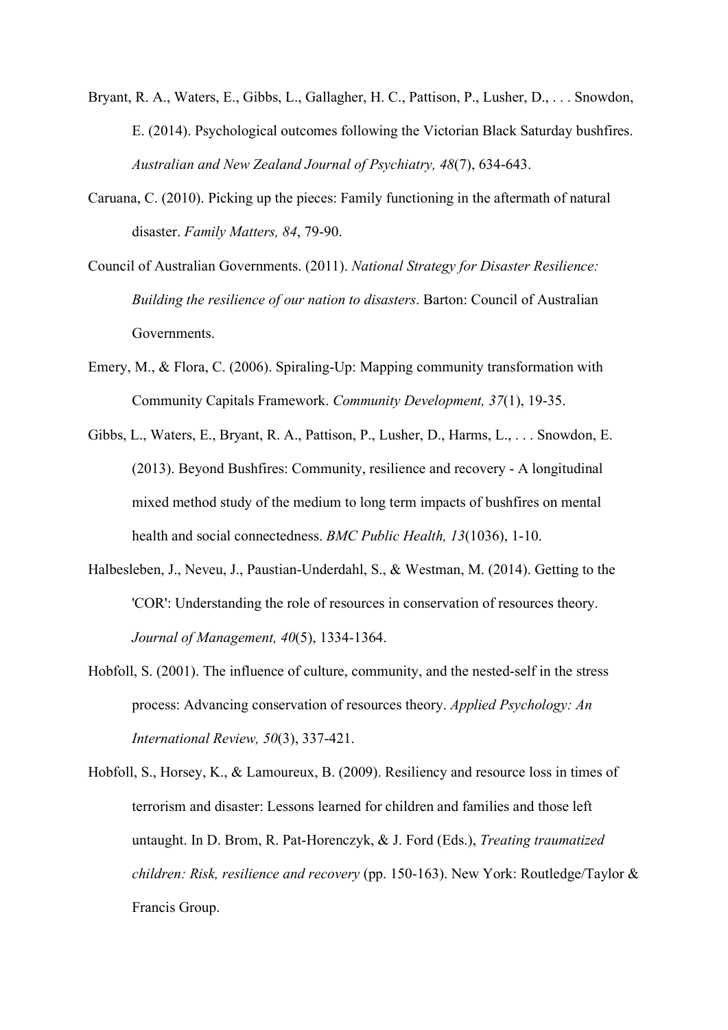Bryant, R. A., Waters, E., Gibbs, L., Gallagher, H. C., Pattison, P., Lusher, D., . . . Snowdon, E. (2014). Psychological outcomes following the Victorian Black Saturday bushfires. *Australian and New Zealand Journal of Psychiatry, 48*(7), 634-643.

Caruana, C. (2010). Picking up the pieces: Family functioning in the aftermath of natural disaster. *Family Matters, 84*, 79-90.

Council of Australian Governments. (2011). *National Strategy for Disaster Resilience: Building the resilience of our nation to disasters*. Barton: Council of Australian Governments.

Emery, M., & Flora, C. (2006). Spiraling-Up: Mapping community transformation with Community Capitals Framework. *Community Development, 37*(1), 19-35.

Gibbs, L., Waters, E., Bryant, R. A., Pattison, P., Lusher, D., Harms, L., . . . Snowdon, E. (2013). Beyond Bushfires: Community, resilience and recovery - A longitudinal mixed method study of the medium to long term impacts of bushfires on mental health and social connectedness. *BMC Public Health, 13*(1036), 1-10.

Halbesleben, J., Neveu, J., Paustian-Underdahl, S., & Westman, M. (2014). Getting to the 'COR': Understanding the role of resources in conservation of resources theory. *Journal of Management, 40*(5), 1334-1364.

Hobfoll, S. (2001). The influence of culture, community, and the nested-self in the stress process: Advancing conservation of resources theory. *Applied Psychology: An International Review, 50*(3), 337-421.

Hobfoll, S., Horsey, K., & Lamoureux, B. (2009). Resiliency and resource loss in times of terrorism and disaster: Lessons learned for children and families and those left untaught. In D. Brom, R. Pat-Horenczyk, & J. Ford (Eds.), *Treating traumatized children: Risk, resilience and recovery* (pp. 150-163). New York: Routledge/Taylor & Francis Group.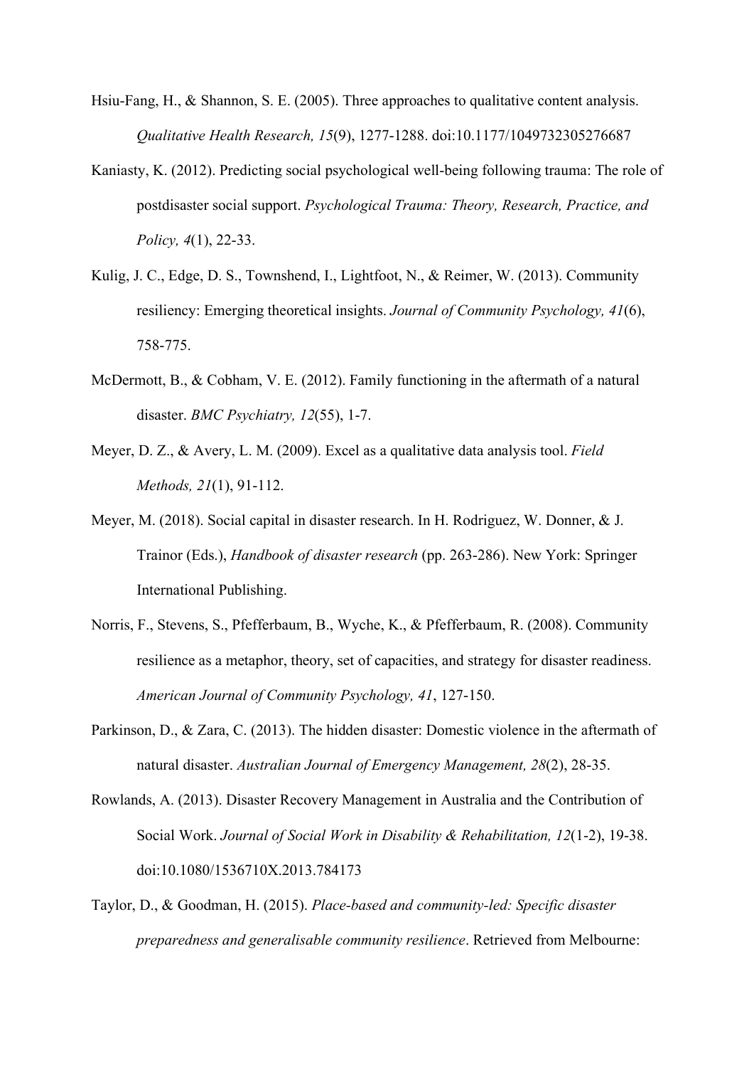Hsiu-Fang, H., & Shannon, S. E. (2005). Three approaches to qualitative content analysis. *Qualitative Health Research, 15*(9), 1277-1288. doi:10.1177/1049732305276687

Kaniasty, K. (2012). Predicting social psychological well-being following trauma: The role of postdisaster social support. *Psychological Trauma: Theory, Research, Practice, and Policy, 4*(1), 22-33.

Kulig, J. C., Edge, D. S., Townshend, I., Lightfoot, N., & Reimer, W. (2013). Community resiliency: Emerging theoretical insights. *Journal of Community Psychology, 41*(6), 758-775.

McDermott, B., & Cobham, V. E. (2012). Family functioning in the aftermath of a natural disaster. *BMC Psychiatry, 12*(55), 1-7.

Meyer, D. Z., & Avery, L. M. (2009). Excel as a qualitative data analysis tool. *Field Methods, 21*(1), 91-112.

Meyer, M. (2018). Social capital in disaster research. In H. Rodriguez, W. Donner, & J. Trainor (Eds.), *Handbook of disaster research* (pp. 263-286). New York: Springer International Publishing.

Norris, F., Stevens, S., Pfefferbaum, B., Wyche, K., & Pfefferbaum, R. (2008). Community resilience as a metaphor, theory, set of capacities, and strategy for disaster readiness. *American Journal of Community Psychology, 41*, 127-150.

Parkinson, D., & Zara, C. (2013). The hidden disaster: Domestic violence in the aftermath of natural disaster. *Australian Journal of Emergency Management, 28*(2), 28-35.

Rowlands, A. (2013). Disaster Recovery Management in Australia and the Contribution of Social Work. *Journal of Social Work in Disability & Rehabilitation, 12*(1-2), 19-38. doi:10.1080/1536710X.2013.784173

Taylor, D., & Goodman, H. (2015). *Place-based and community-led: Specific disaster preparedness and generalisable community resilience*. Retrieved from Melbourne: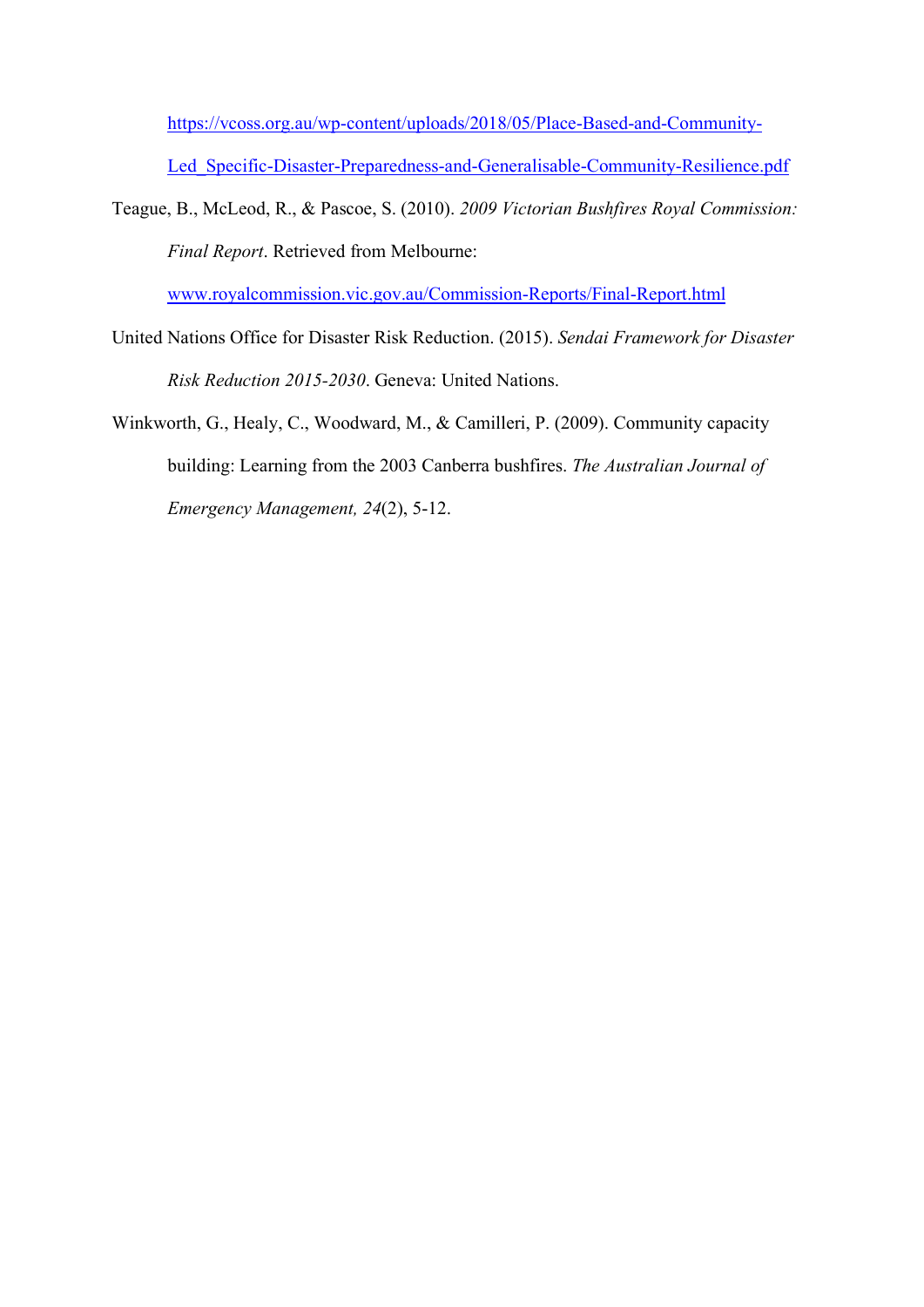https://vcoss.org.au/wp-content/uploads/2018/05/Place-Based-and-Community-Led_Specific-Disaster-Preparedness-and-Generalisable-Community-Resilience.pdf

Teague, B., McLeod, R., & Pascoe, S. (2010). *2009 Victorian Bushfires Royal Commission: Final Report*. Retrieved from Melbourne: www.royalcommission.vic.gov.au/Commission-Reports/Final-Report.html

United Nations Office for Disaster Risk Reduction. (2015). *Sendai Framework for Disaster Risk Reduction 2015-2030*. Geneva: United Nations.

Winkworth, G., Healy, C., Woodward, M., & Camilleri, P. (2009). Community capacity building: Learning from the 2003 Canberra bushfires. *The Australian Journal of Emergency Management, 24*(2), 5-12.